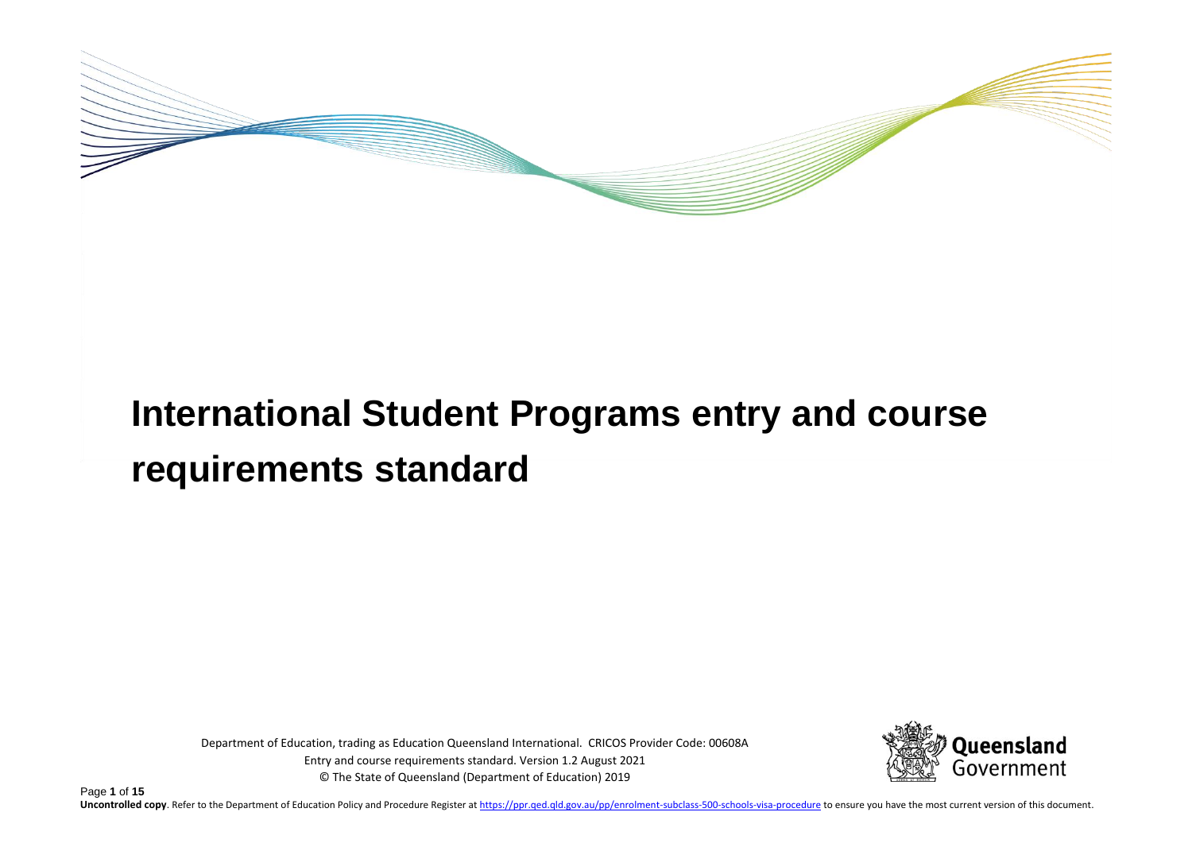# International Student Programs entry and course requirements standard

Department of Education, trading as Education Queensland International. CRICOS Provider Code: 00608A

Entry and course requirements standard. Version 1.2 August 2021

© The State of Queensland (Department of Education) 2019

**Uncontrolled copy**. Refer to the Department of Education Policy and Procedure Register at https://ppr.qed.qld.gov.au/pp/enrolment-subclass-500-schools-visa-procedure to ensure you have the most current version of this document.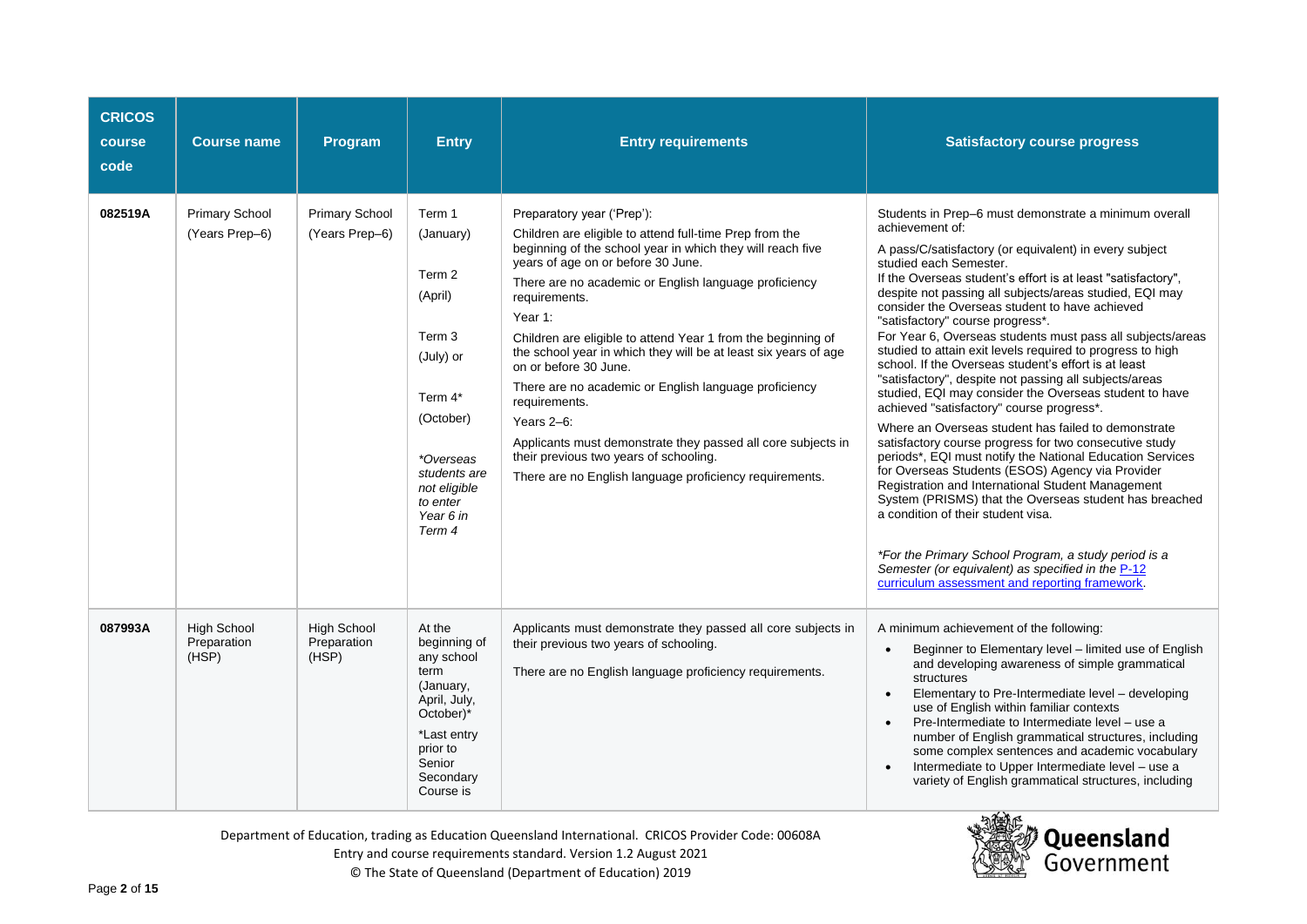| CRICOS course code | Course name | Program | Entry | Entry requirements | Satisfactory course progress |
|---|---|---|---|---|---|
| 082519A | Primary School (Years Prep–6) | Primary School (Years Prep–6) | Term 1 (January)<br><br>Term 2 (April)<br><br>Term 3 (July) or<br><br>Term 4* (October)<br><br>*\*Overseas students are not eligible to enter Year 6 in Term 4* | Preparatory year ('Prep'):<br>Children are eligible to attend full-time Prep from the beginning of the school year in which they will reach five years of age on or before 30 June.<br>There are no academic or English language proficiency requirements.<br>Year 1:<br>Children are eligible to attend Year 1 from the beginning of the school year in which they will be at least six years of age on or before 30 June.<br>There are no academic or English language proficiency requirements.<br>Years 2–6:<br>Applicants must demonstrate they passed all core subjects in their previous two years of schooling.<br>There are no English language proficiency requirements. | Students in Prep–6 must demonstrate a minimum overall achievement of:<br>A pass/C/satisfactory (or equivalent) in every subject studied each Semester.<br>If the Overseas student's effort is at least "satisfactory", despite not passing all subjects/areas studied, EQI may consider the Overseas student to have achieved "satisfactory" course progress*.<br>For Year 6, Overseas students must pass all subjects/areas studied to attain exit levels required to progress to high school. If the Overseas student's effort is at least "satisfactory", despite not passing all subjects/areas studied, EQI may consider the Overseas student to have achieved "satisfactory" course progress*.<br>Where an Overseas student has failed to demonstrate satisfactory course progress for two consecutive study periods*, EQI must notify the National Education Services for Overseas Students (ESOS) Agency via Provider Registration and International Student Management System (PRISMS) that the Overseas student has breached a condition of their student visa.<br><br>*\*For the Primary School Program, a study period is a Semester (or equivalent) as specified in the [P-12 curriculum assessment and reporting framework](#).* |
| 087993A | High School Preparation (HSP) | High School Preparation (HSP) | At the beginning of any school term (January, April, July, October)*<br>*Last entry prior to Senior Secondary Course is | Applicants must demonstrate they passed all core subjects in their previous two years of schooling.<br><br>There are no English language proficiency requirements. | A minimum achievement of the following:<br>• Beginner to Elementary level – limited use of English and developing awareness of simple grammatical structures<br>• Elementary to Pre-Intermediate level – developing use of English within familiar contexts<br>• Pre-Intermediate to Intermediate level – use a number of English grammatical structures, including some complex sentences and academic vocabulary<br>• Intermediate to Upper Intermediate level – use a variety of English grammatical structures, including |

Department of Education, trading as Education Queensland International. CRICOS Provider Code: 00608A
Entry and course requirements standard. Version 1.2 August 2021
© The State of Queensland (Department of Education) 2019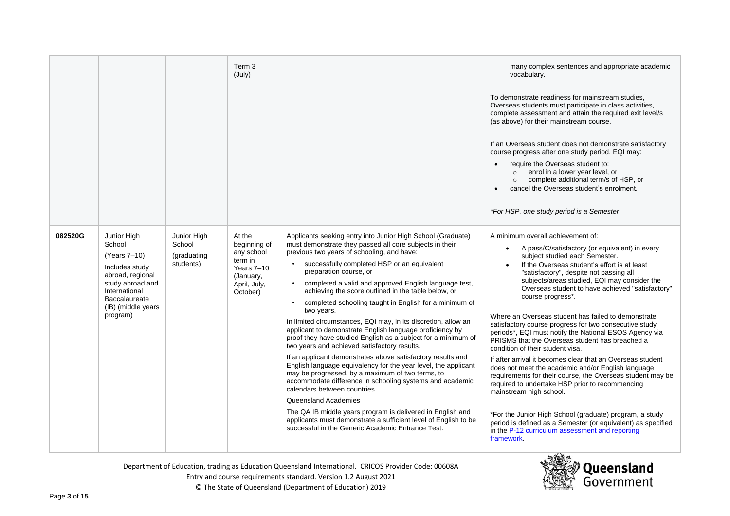| | | | | | |
|---|---|---|---|---|---|
| | | | Term 3 (July) | | many complex sentences and appropriate academic vocabulary.<br><br>To demonstrate readiness for mainstream studies, Overseas students must participate in class activities, complete assessment and attain the required exit level/s (as above) for their mainstream course.<br><br>If an Overseas student does not demonstrate satisfactory course progress after one study period, EQI may:<br>• require the Overseas student to:<br>  ○ enrol in a lower year level, or<br>  ○ complete additional term/s of HSP, or<br>• cancel the Overseas student's enrolment.<br><br>*For HSP, one study period is a Semester* |
| 082520G | Junior High School (Years 7–10)<br><br>Includes study abroad, regional study abroad and International Baccalaureate (IB) (middle years program) | Junior High School (graduating students) | At the beginning of any school term in Years 7–10 (January, April, July, October) | Applicants seeking entry into Junior High School (Graduate) must demonstrate they passed all core subjects in their previous two years of schooling, and have:<br>• successfully completed HSP or an equivalent preparation course, or<br>• completed a valid and approved English language test, achieving the score outlined in the table below, or<br>• completed schooling taught in English for a minimum of two years.<br><br>In limited circumstances, EQI may, in its discretion, allow an applicant to demonstrate English language proficiency by proof they have studied English as a subject for a minimum of two years and achieved satisfactory results.<br><br>If an applicant demonstrates above satisfactory results and English language equivalency for the year level, the applicant may be progressed, by a maximum of two terms, to accommodate difference in schooling systems and academic calendars between countries.<br><br>Queensland Academies<br><br>The QA IB middle years program is delivered in English and applicants must demonstrate a sufficient level of English to be successful in the Generic Academic Entrance Test. | A minimum overall achievement of:<br>• A pass/C/satisfactory (or equivalent) in every subject studied each Semester.<br>• If the Overseas student's effort is at least "satisfactory", despite not passing all subjects/areas studied, EQI may consider the Overseas student to have achieved "satisfactory" course progress*.<br><br>Where an Overseas student has failed to demonstrate satisfactory course progress for two consecutive study periods*, EQI must notify the National ESOS Agency via PRISMS that the Overseas student has breached a condition of their student visa.<br><br>If after arrival it becomes clear that an Overseas student does not meet the academic and/or English language requirements for their course, the Overseas student may be required to undertake HSP prior to recommencing mainstream high school.<br><br>*For the Junior High School (graduate) program, a study period is defined as a Semester (or equivalent) as specified in the [P-12 curriculum assessment and reporting framework](). |

Department of Education, trading as Education Queensland International. CRICOS Provider Code: 00608A
Entry and course requirements standard. Version 1.2 August 2021
© The State of Queensland (Department of Education) 2019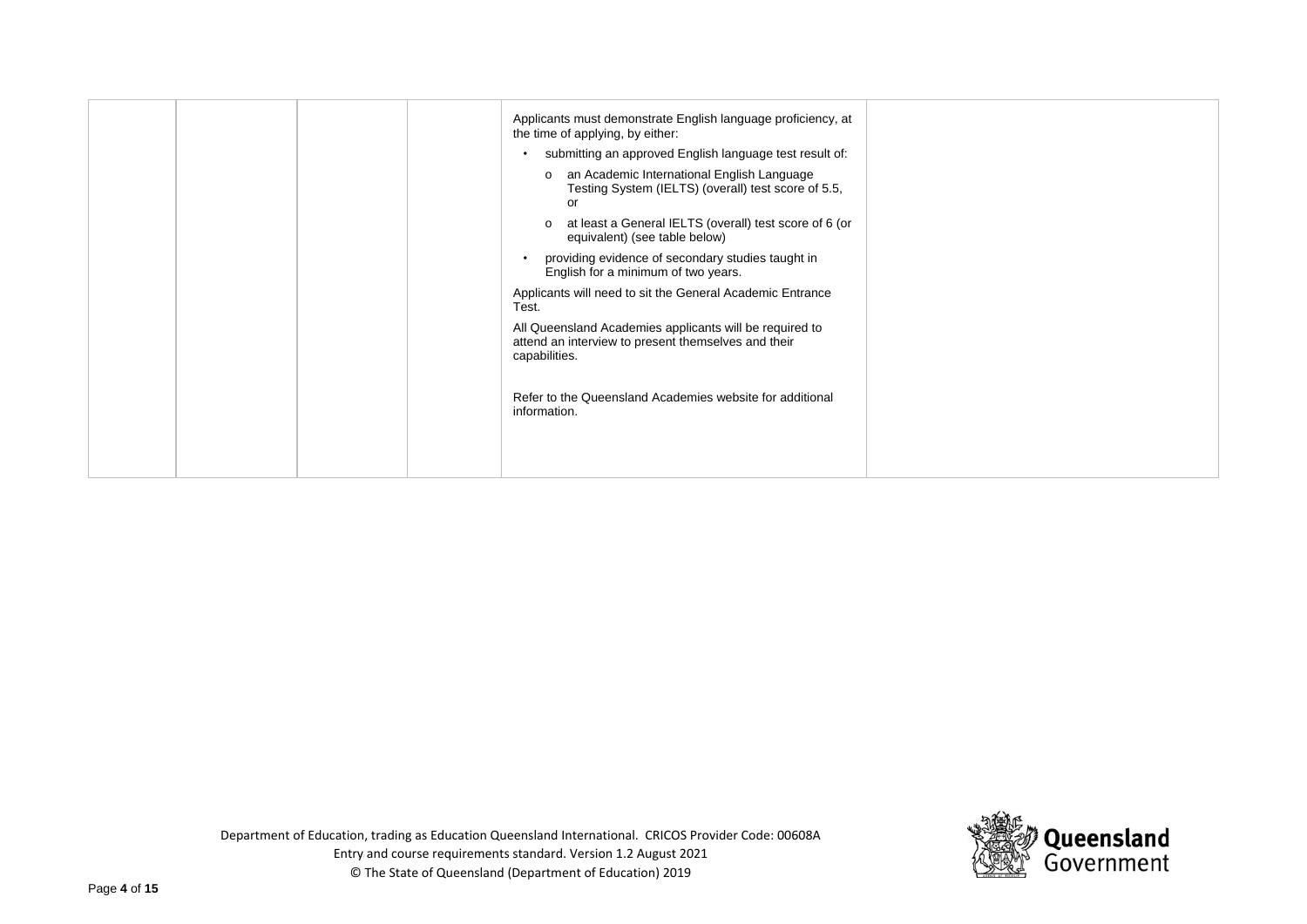|  |  |  |  | Applicants must demonstrate English language proficiency, at the time of applying, by either:<br>• submitting an approved English language test result of:<br>  o an Academic International English Language Testing System (IELTS) (overall) test score of 5.5, or<br>  o at least a General IELTS (overall) test score of 6 (or equivalent) (see table below)<br>• providing evidence of secondary studies taught in English for a minimum of two years.<br><br>Applicants will need to sit the General Academic Entrance Test.<br><br>All Queensland Academies applicants will be required to attend an interview to present themselves and their capabilities.<br><br>Refer to the Queensland Academies website for additional information. |  |
|---|---|---|---|---|---|

Department of Education, trading as Education Queensland International. CRICOS Provider Code: 00608A
Entry and course requirements standard. Version 1.2 August 2021
© The State of Queensland (Department of Education) 2019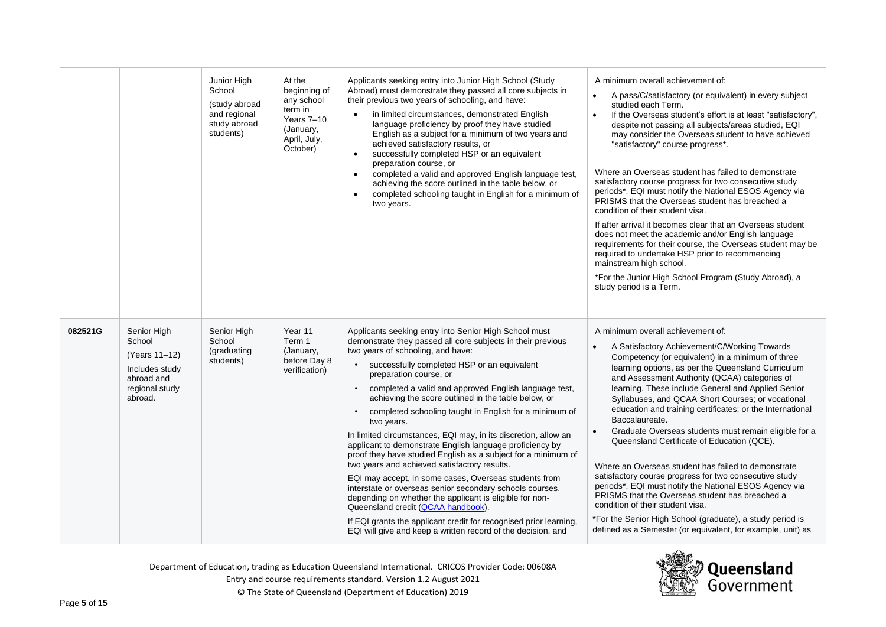| | | | | | |
|---|---|---|---|---|---|
| | | Junior High School (study abroad and regional study abroad students) | At the beginning of any school term in Years 7–10 (January, April, July, October) | Applicants seeking entry into Junior High School (Study Abroad) must demonstrate they passed all core subjects in their previous two years of schooling, and have:<br>• in limited circumstances, demonstrated English language proficiency by proof they have studied English as a subject for a minimum of two years and achieved satisfactory results, or<br>• successfully completed HSP or an equivalent preparation course, or<br>• completed a valid and approved English language test, achieving the score outlined in the table below, or<br>• completed schooling taught in English for a minimum of two years. | A minimum overall achievement of:<br>• A pass/C/satisfactory (or equivalent) in every subject studied each Term.<br>• If the Overseas student's effort is at least "satisfactory", despite not passing all subjects/areas studied, EQI may consider the Overseas student to have achieved "satisfactory" course progress*.<br><br>Where an Overseas student has failed to demonstrate satisfactory course progress for two consecutive study periods*, EQI must notify the National ESOS Agency via PRISMS that the Overseas student has breached a condition of their student visa.<br><br>If after arrival it becomes clear that an Overseas student does not meet the academic and/or English language requirements for their course, the Overseas student may be required to undertake HSP prior to recommencing mainstream high school.<br><br>*For the Junior High School Program (Study Abroad), a study period is a Term. |
| 082521G | Senior High School (Years 11–12) Includes study abroad and regional study abroad. | Senior High School (graduating students) | Year 11 Term 1 (January, before Day 8 verification) | Applicants seeking entry into Senior High School must demonstrate they passed all core subjects in their previous two years of schooling, and have:<br>• successfully completed HSP or an equivalent preparation course, or<br>• completed a valid and approved English language test, achieving the score outlined in the table below, or<br>• completed schooling taught in English for a minimum of two years.<br><br>In limited circumstances, EQI may, in its discretion, allow an applicant to demonstrate English language proficiency by proof they have studied English as a subject for a minimum of two years and achieved satisfactory results.<br><br>EQI may accept, in some cases, Overseas students from interstate or overseas senior secondary schools courses, depending on whether the applicant is eligible for non-Queensland credit (QCAA handbook).<br><br>If EQI grants the applicant credit for recognised prior learning, EQI will give and keep a written record of the decision, and | A minimum overall achievement of:<br>• A Satisfactory Achievement/C/Working Towards Competency (or equivalent) in a minimum of three learning options, as per the Queensland Curriculum and Assessment Authority (QCAA) categories of learning. These include General and Applied Senior Syllabuses, and QCAA Short Courses; or vocational education and training certificates; or the International Baccalaureate.<br>• Graduate Overseas students must remain eligible for a Queensland Certificate of Education (QCE).<br><br>Where an Overseas student has failed to demonstrate satisfactory course progress for two consecutive study periods*, EQI must notify the National ESOS Agency via PRISMS that the Overseas student has breached a condition of their student visa.<br><br>*For the Senior High School (graduate), a study period is defined as a Semester (or equivalent, for example, unit) as |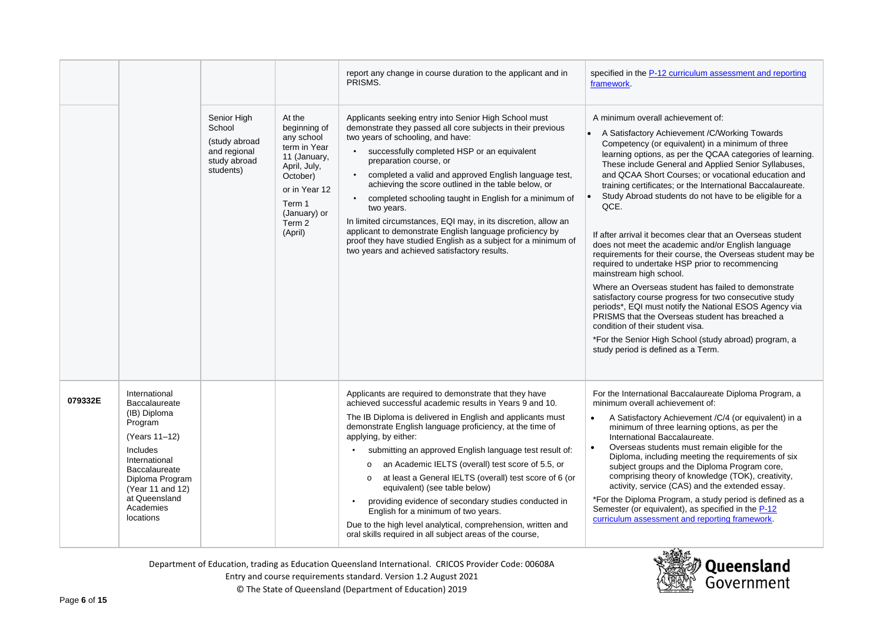| | | | | report any change in course duration to the applicant and in PRISMS. | specified in the [P-12 curriculum assessment and reporting framework](). |
|---|---|---|---|---|---|
| | | Senior High School (study abroad and regional study abroad students) | At the beginning of any school term in Year 11 (January, April, July, October) or in Year 12 Term 1 (January) or Term 2 (April) | Applicants seeking entry into Senior High School must demonstrate they passed all core subjects in their previous two years of schooling, and have:<br>• successfully completed HSP or an equivalent preparation course, or<br>• completed a valid and approved English language test, achieving the score outlined in the table below, or<br>• completed schooling taught in English for a minimum of two years.<br>In limited circumstances, EQI may, in its discretion, allow an applicant to demonstrate English language proficiency by proof they have studied English as a subject for a minimum of two years and achieved satisfactory results. | A minimum overall achievement of:<br>• A Satisfactory Achievement /C/Working Towards Competency (or equivalent) in a minimum of three learning options, as per the QCAA categories of learning. These include General and Applied Senior Syllabuses, and QCAA Short Courses; or vocational education and training certificates; or the International Baccalaureate.<br>• Study Abroad students do not have to be eligible for a QCE.<br>If after arrival it becomes clear that an Overseas student does not meet the academic and/or English language requirements for their course, the Overseas student may be required to undertake HSP prior to recommencing mainstream high school.<br>Where an Overseas student has failed to demonstrate satisfactory course progress for two consecutive study periods*, EQI must notify the National ESOS Agency via PRISMS that the Overseas student has breached a condition of their student visa.<br>*For the Senior High School (study abroad) program, a study period is defined as a Term. |
| **079332E** | International Baccalaureate (IB) Diploma Program<br>(Years 11–12)<br>Includes International Baccalaureate Diploma Program (Year 11 and 12) at Queensland Academies locations | | | Applicants are required to demonstrate that they have achieved successful academic results in Years 9 and 10.<br>The IB Diploma is delivered in English and applicants must demonstrate English language proficiency, at the time of applying, by either:<br>• submitting an approved English language test result of:<br>o an Academic IELTS (overall) test score of 5.5, or<br>o at least a General IELTS (overall) test score of 6 (or equivalent) (see table below)<br>• providing evidence of secondary studies conducted in English for a minimum of two years.<br>Due to the high level analytical, comprehension, written and oral skills required in all subject areas of the course, | For the International Baccalaureate Diploma Program, a minimum overall achievement of:<br>• A Satisfactory Achievement /C/4 (or equivalent) in a minimum of three learning options, as per the International Baccalaureate.<br>• Overseas students must remain eligible for the Diploma, including meeting the requirements of six subject groups and the Diploma Program core, comprising theory of knowledge (TOK), creativity, activity, service (CAS) and the extended essay.<br>*For the Diploma Program, a study period is defined as a Semester (or equivalent), as specified in the [P-12 curriculum assessment and reporting framework](). |

Department of Education, trading as Education Queensland International. CRICOS Provider Code: 00608A
Entry and course requirements standard. Version 1.2 August 2021
© The State of Queensland (Department of Education) 2019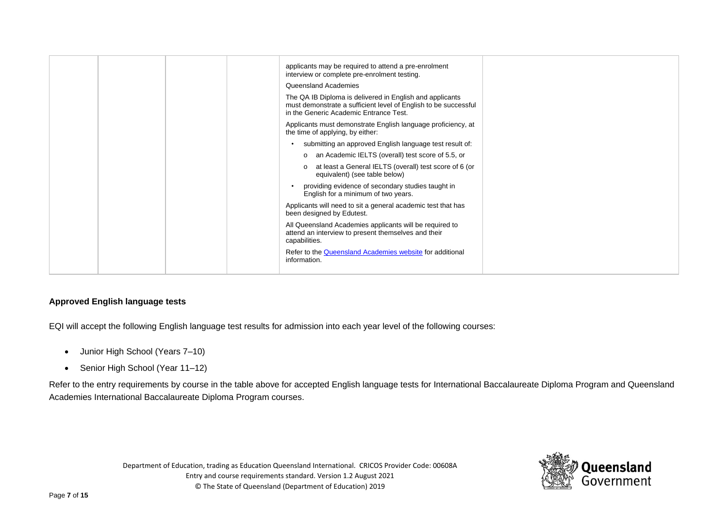| | | | | applicants may be required to attend a pre-enrolment interview or complete pre-enrolment testing.<br>Queensland Academies<br>The QA IB Diploma is delivered in English and applicants must demonstrate a sufficient level of English to be successful in the Generic Academic Entrance Test.<br>Applicants must demonstrate English language proficiency, at the time of applying, by either:<br>• submitting an approved English language test result of:<br>  o an Academic IELTS (overall) test score of 5.5, or<br>  o at least a General IELTS (overall) test score of 6 (or equivalent) (see table below)<br>• providing evidence of secondary studies taught in English for a minimum of two years.<br>Applicants will need to sit a general academic test that has been designed by Edutest.<br>All Queensland Academies applicants will be required to attend an interview to present themselves and their capabilities.<br>Refer to the [Queensland Academies website] for additional information. | |
|---|---|---|---|---|---|

### Approved English language tests

EQI will accept the following English language test results for admission into each year level of the following courses:

- Junior High School (Years 7–10)
- Senior High School (Year 11–12)

Refer to the entry requirements by course in the table above for accepted English language tests for International Baccalaureate Diploma Program and Queensland Academies International Baccalaureate Diploma Program courses.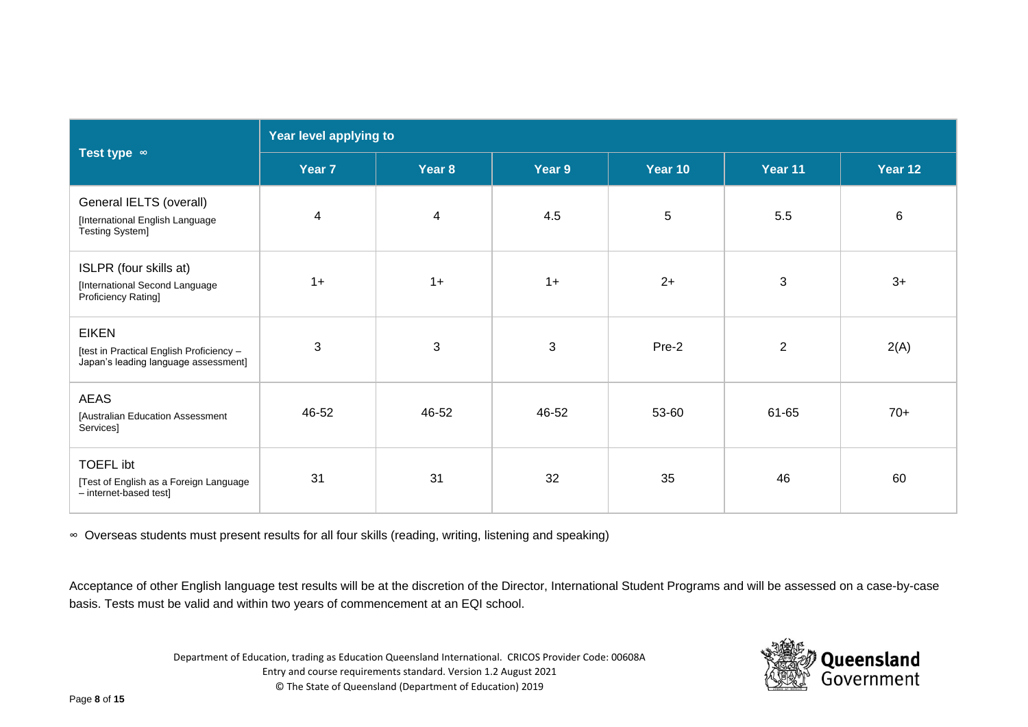| Test type ∞ | Year level applying to | | | | | |
|---|---|---|---|---|---|---|
| | Year 7 | Year 8 | Year 9 | Year 10 | Year 11 | Year 12 |
| General IELTS (overall) [International English Language Testing System] | 4 | 4 | 4.5 | 5 | 5.5 | 6 |
| ISLPR (four skills at) [International Second Language Proficiency Rating] | 1+ | 1+ | 1+ | 2+ | 3 | 3+ |
| EIKEN [test in Practical English Proficiency – Japan's leading language assessment] | 3 | 3 | 3 | Pre-2 | 2 | 2(A) |
| AEAS [Australian Education Assessment Services] | 46-52 | 46-52 | 46-52 | 53-60 | 61-65 | 70+ |
| TOEFL ibt [Test of English as a Foreign Language – internet-based test] | 31 | 31 | 32 | 35 | 46 | 60 |

∞ Overseas students must present results for all four skills (reading, writing, listening and speaking)

Acceptance of other English language test results will be at the discretion of the Director, International Student Programs and will be assessed on a case-by-case basis. Tests must be valid and within two years of commencement at an EQI school.

Department of Education, trading as Education Queensland International. CRICOS Provider Code: 00608A
Entry and course requirements standard. Version 1.2 August 2021
© The State of Queensland (Department of Education) 2019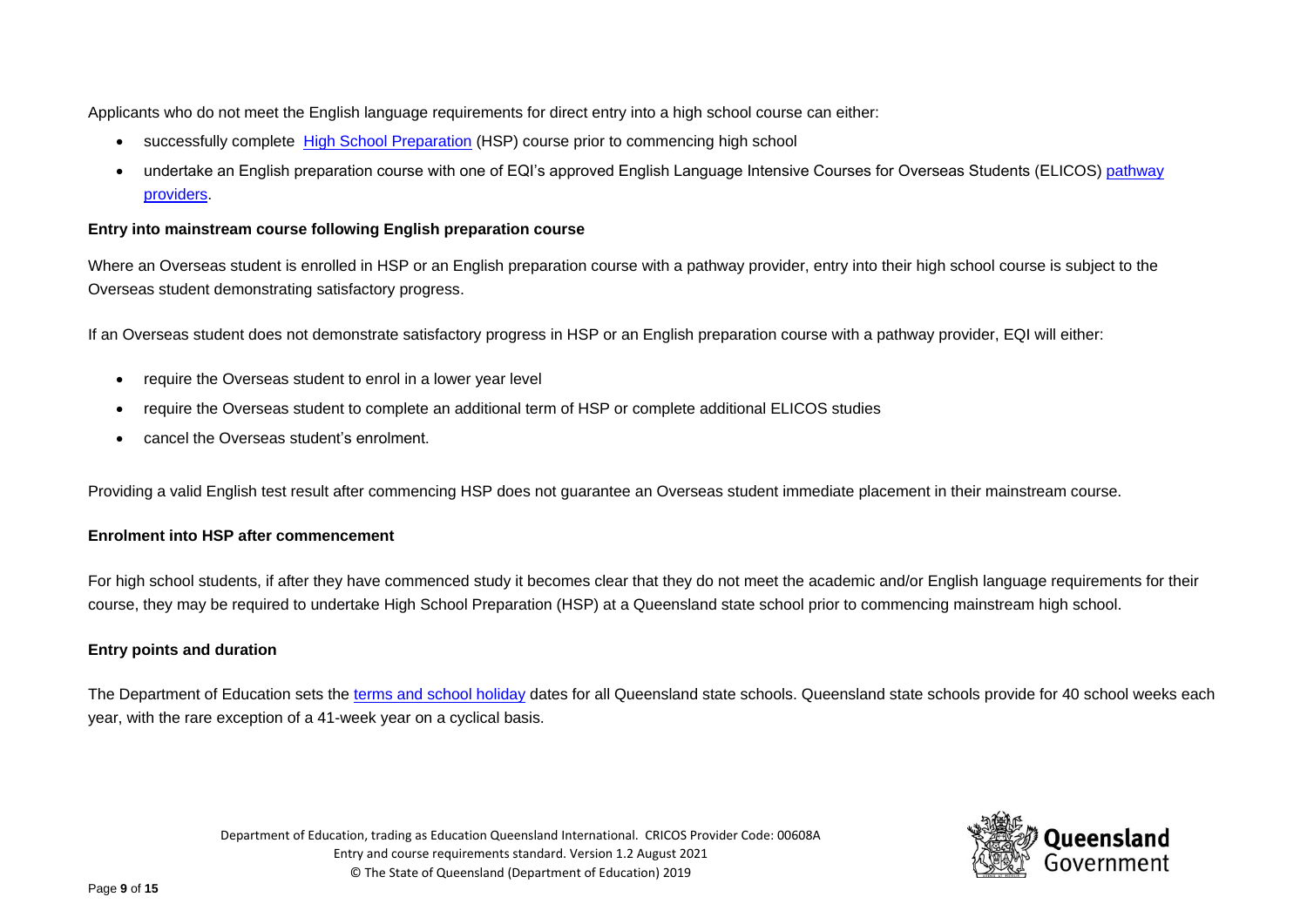Applicants who do not meet the English language requirements for direct entry into a high school course can either:

- successfully complete High School Preparation (HSP) course prior to commencing high school
- undertake an English preparation course with one of EQI's approved English Language Intensive Courses for Overseas Students (ELICOS) pathway providers.

**Entry into mainstream course following English preparation course**

Where an Overseas student is enrolled in HSP or an English preparation course with a pathway provider, entry into their high school course is subject to the Overseas student demonstrating satisfactory progress.

If an Overseas student does not demonstrate satisfactory progress in HSP or an English preparation course with a pathway provider, EQI will either:

- require the Overseas student to enrol in a lower year level
- require the Overseas student to complete an additional term of HSP or complete additional ELICOS studies
- cancel the Overseas student's enrolment.

Providing a valid English test result after commencing HSP does not guarantee an Overseas student immediate placement in their mainstream course.

**Enrolment into HSP after commencement**

For high school students, if after they have commenced study it becomes clear that they do not meet the academic and/or English language requirements for their course, they may be required to undertake High School Preparation (HSP) at a Queensland state school prior to commencing mainstream high school.

**Entry points and duration**

The Department of Education sets the terms and school holiday dates for all Queensland state schools. Queensland state schools provide for 40 school weeks each year, with the rare exception of a 41-week year on a cyclical basis.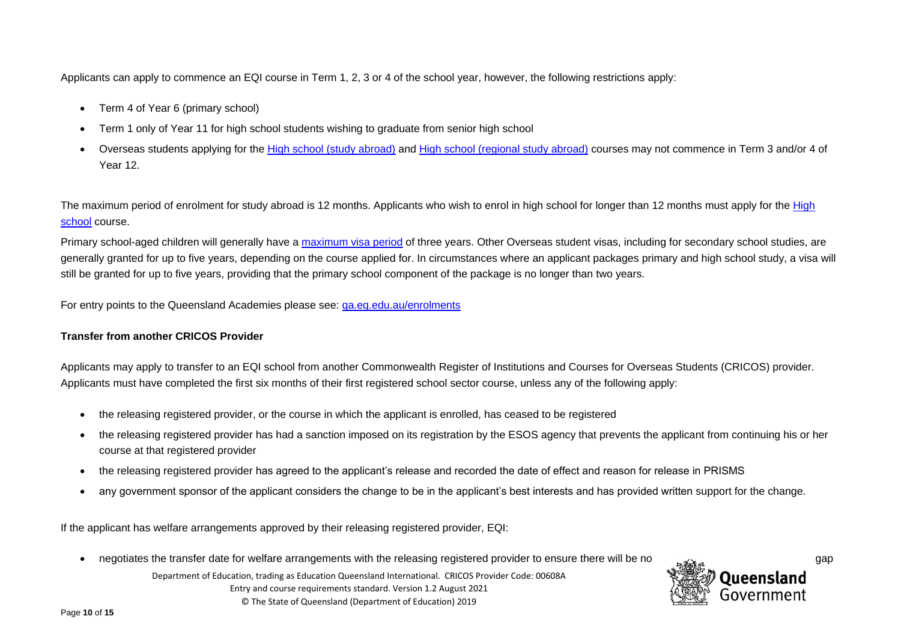Applicants can apply to commence an EQI course in Term 1, 2, 3 or 4 of the school year, however, the following restrictions apply:

- Term 4 of Year 6 (primary school)
- Term 1 only of Year 11 for high school students wishing to graduate from senior high school
- Overseas students applying for the High school (study abroad) and High school (regional study abroad) courses may not commence in Term 3 and/or 4 of Year 12.

The maximum period of enrolment for study abroad is 12 months. Applicants who wish to enrol in high school for longer than 12 months must apply for the High school course.

Primary school-aged children will generally have a maximum visa period of three years. Other Overseas student visas, including for secondary school studies, are generally granted for up to five years, depending on the course applied for. In circumstances where an applicant packages primary and high school study, a visa will still be granted for up to five years, providing that the primary school component of the package is no longer than two years.

For entry points to the Queensland Academies please see: qa.eq.edu.au/enrolments

**Transfer from another CRICOS Provider**

Applicants may apply to transfer to an EQI school from another Commonwealth Register of Institutions and Courses for Overseas Students (CRICOS) provider. Applicants must have completed the first six months of their first registered school sector course, unless any of the following apply:

- the releasing registered provider, or the course in which the applicant is enrolled, has ceased to be registered
- the releasing registered provider has had a sanction imposed on its registration by the ESOS agency that prevents the applicant from continuing his or her course at that registered provider
- the releasing registered provider has agreed to the applicant's release and recorded the date of effect and reason for release in PRISMS
- any government sponsor of the applicant considers the change to be in the applicant's best interests and has provided written support for the change.

If the applicant has welfare arrangements approved by their releasing registered provider, EQI:

- negotiates the transfer date for welfare arrangements with the releasing registered provider to ensure there will be no gap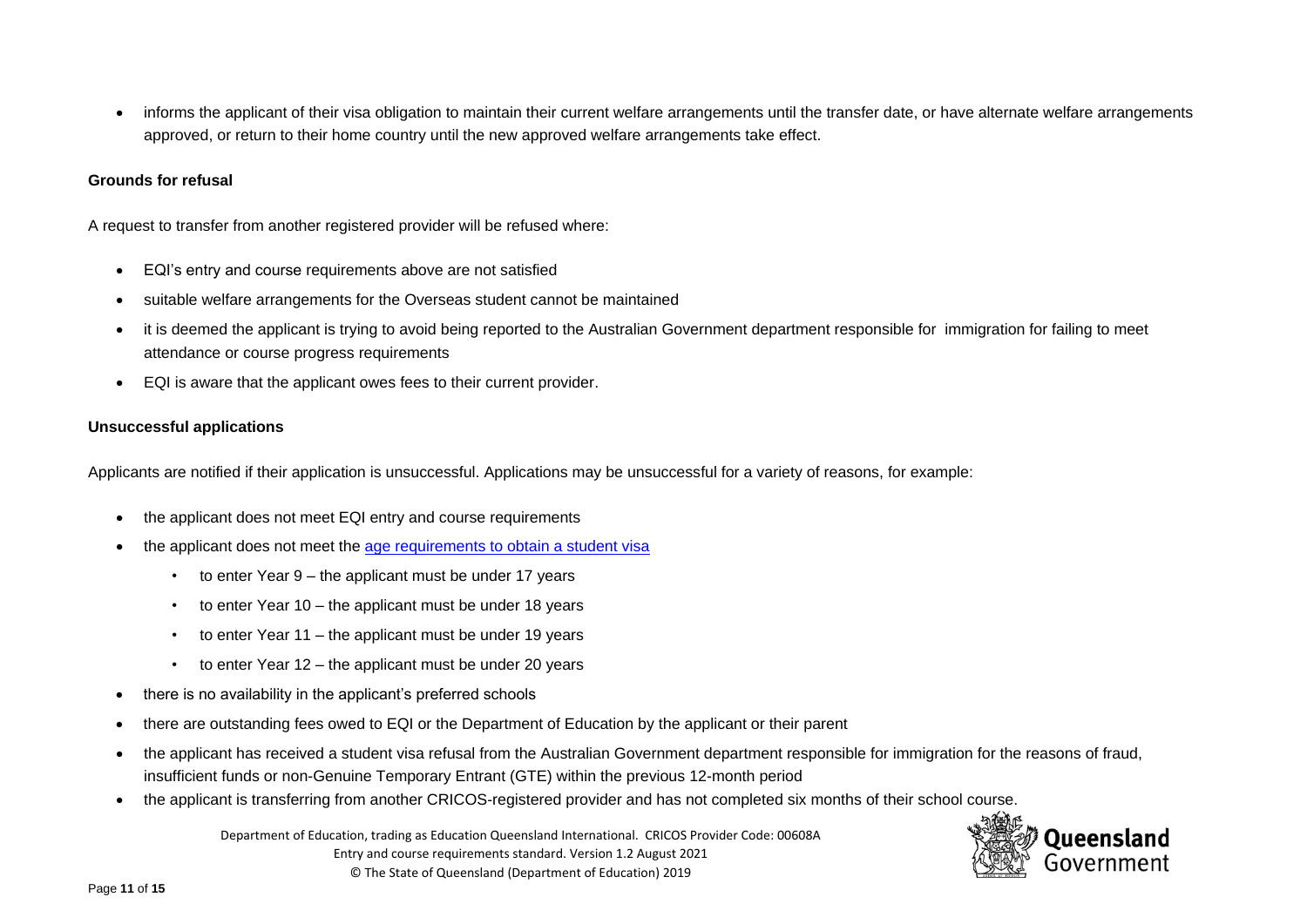- informs the applicant of their visa obligation to maintain their current welfare arrangements until the transfer date, or have alternate welfare arrangements approved, or return to their home country until the new approved welfare arrangements take effect.

**Grounds for refusal**

A request to transfer from another registered provider will be refused where:

- EQI's entry and course requirements above are not satisfied
- suitable welfare arrangements for the Overseas student cannot be maintained
- it is deemed the applicant is trying to avoid being reported to the Australian Government department responsible for immigration for failing to meet attendance or course progress requirements
- EQI is aware that the applicant owes fees to their current provider.

**Unsuccessful applications**

Applicants are notified if their application is unsuccessful. Applications may be unsuccessful for a variety of reasons, for example:

- the applicant does not meet EQI entry and course requirements
- the applicant does not meet the age requirements to obtain a student visa
  - to enter Year 9 – the applicant must be under 17 years
  - to enter Year 10 – the applicant must be under 18 years
  - to enter Year 11 – the applicant must be under 19 years
  - to enter Year 12 – the applicant must be under 20 years
- there is no availability in the applicant's preferred schools
- there are outstanding fees owed to EQI or the Department of Education by the applicant or their parent
- the applicant has received a student visa refusal from the Australian Government department responsible for immigration for the reasons of fraud, insufficient funds or non-Genuine Temporary Entrant (GTE) within the previous 12-month period
- the applicant is transferring from another CRICOS-registered provider and has not completed six months of their school course.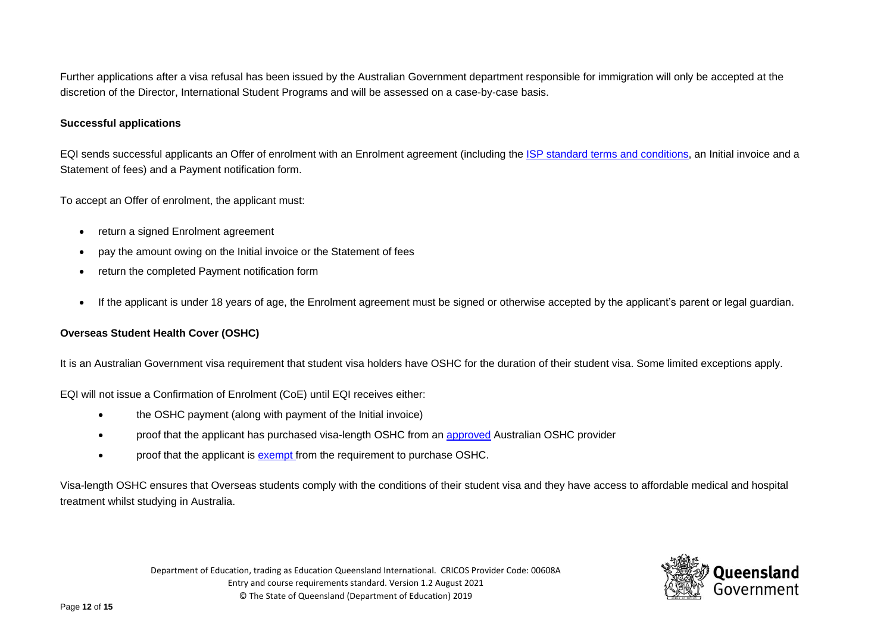Further applications after a visa refusal has been issued by the Australian Government department responsible for immigration will only be accepted at the discretion of the Director, International Student Programs and will be assessed on a case-by-case basis.

**Successful applications**

EQI sends successful applicants an Offer of enrolment with an Enrolment agreement (including the ISP standard terms and conditions, an Initial invoice and a Statement of fees) and a Payment notification form.

To accept an Offer of enrolment, the applicant must:

- return a signed Enrolment agreement
- pay the amount owing on the Initial invoice or the Statement of fees
- return the completed Payment notification form
- If the applicant is under 18 years of age, the Enrolment agreement must be signed or otherwise accepted by the applicant's parent or legal guardian.

**Overseas Student Health Cover (OSHC)**

It is an Australian Government visa requirement that student visa holders have OSHC for the duration of their student visa. Some limited exceptions apply.

EQI will not issue a Confirmation of Enrolment (CoE) until EQI receives either:

- the OSHC payment (along with payment of the Initial invoice)
- proof that the applicant has purchased visa-length OSHC from an approved Australian OSHC provider
- proof that the applicant is exempt from the requirement to purchase OSHC.

Visa-length OSHC ensures that Overseas students comply with the conditions of their student visa and they have access to affordable medical and hospital treatment whilst studying in Australia.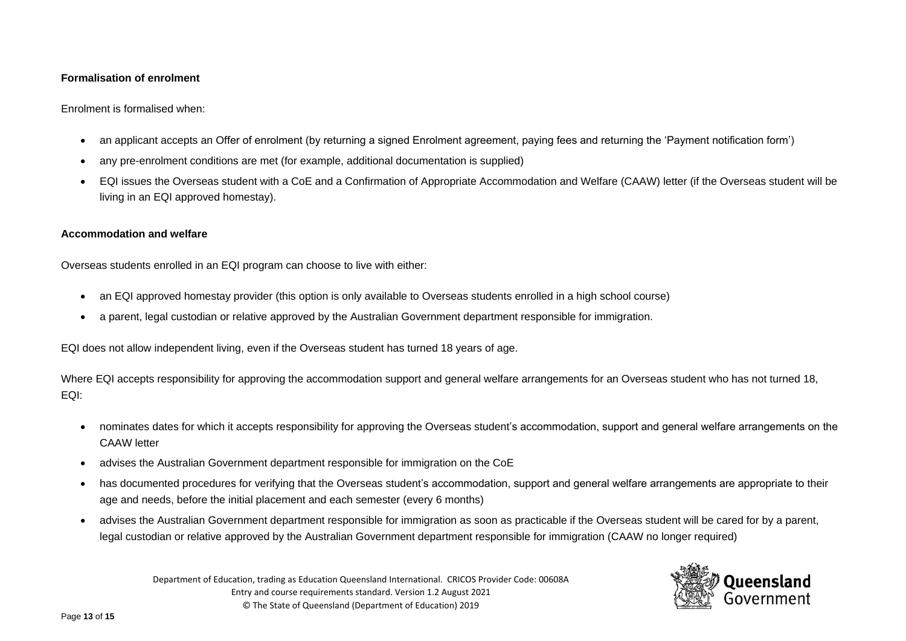**Formalisation of enrolment**

Enrolment is formalised when:

- an applicant accepts an Offer of enrolment (by returning a signed Enrolment agreement, paying fees and returning the 'Payment notification form')
- any pre-enrolment conditions are met (for example, additional documentation is supplied)
- EQI issues the Overseas student with a CoE and a Confirmation of Appropriate Accommodation and Welfare (CAAW) letter (if the Overseas student will be living in an EQI approved homestay).

**Accommodation and welfare**

Overseas students enrolled in an EQI program can choose to live with either:

- an EQI approved homestay provider (this option is only available to Overseas students enrolled in a high school course)
- a parent, legal custodian or relative approved by the Australian Government department responsible for immigration.

EQI does not allow independent living, even if the Overseas student has turned 18 years of age.

Where EQI accepts responsibility for approving the accommodation support and general welfare arrangements for an Overseas student who has not turned 18, EQI:

- nominates dates for which it accepts responsibility for approving the Overseas student's accommodation, support and general welfare arrangements on the CAAW letter
- advises the Australian Government department responsible for immigration on the CoE
- has documented procedures for verifying that the Overseas student's accommodation, support and general welfare arrangements are appropriate to their age and needs, before the initial placement and each semester (every 6 months)
- advises the Australian Government department responsible for immigration as soon as practicable if the Overseas student will be cared for by a parent, legal custodian or relative approved by the Australian Government department responsible for immigration (CAAW no longer required)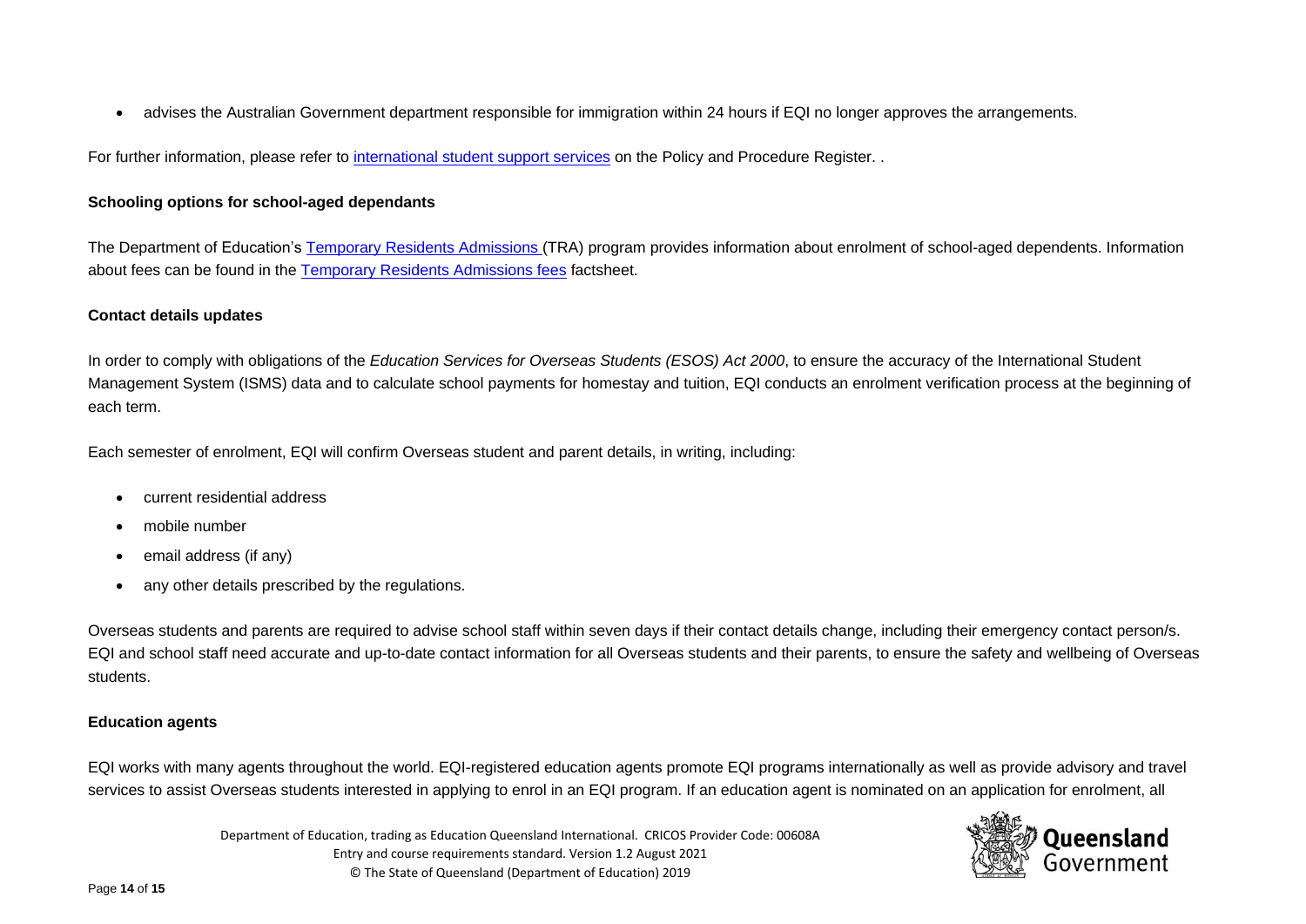- advises the Australian Government department responsible for immigration within 24 hours if EQI no longer approves the arrangements.

For further information, please refer to international student support services on the Policy and Procedure Register. .

**Schooling options for school-aged dependants**

The Department of Education's Temporary Residents Admissions (TRA) program provides information about enrolment of school-aged dependents. Information about fees can be found in the Temporary Residents Admissions fees factsheet.

**Contact details updates**

In order to comply with obligations of the *Education Services for Overseas Students (ESOS) Act 2000*, to ensure the accuracy of the International Student Management System (ISMS) data and to calculate school payments for homestay and tuition, EQI conducts an enrolment verification process at the beginning of each term.

Each semester of enrolment, EQI will confirm Overseas student and parent details, in writing, including:

- current residential address
- mobile number
- email address (if any)
- any other details prescribed by the regulations.

Overseas students and parents are required to advise school staff within seven days if their contact details change, including their emergency contact person/s. EQI and school staff need accurate and up-to-date contact information for all Overseas students and their parents, to ensure the safety and wellbeing of Overseas students.

**Education agents**

EQI works with many agents throughout the world. EQI-registered education agents promote EQI programs internationally as well as provide advisory and travel services to assist Overseas students interested in applying to enrol in an EQI program. If an education agent is nominated on an application for enrolment, all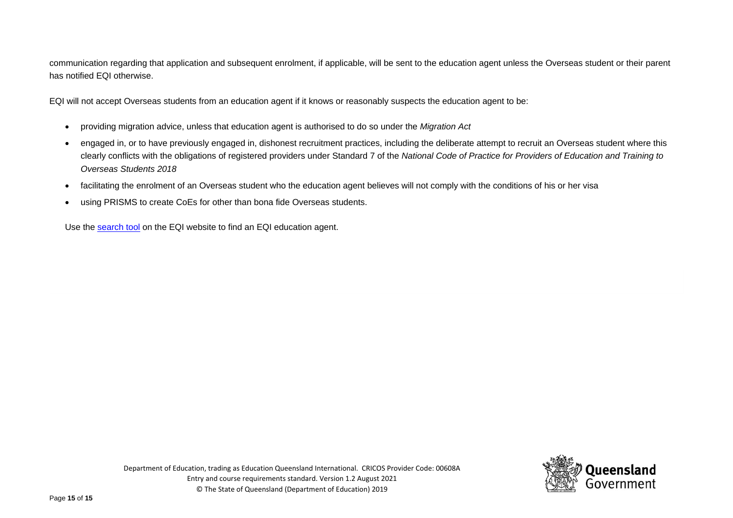communication regarding that application and subsequent enrolment, if applicable, will be sent to the education agent unless the Overseas student or their parent has notified EQI otherwise.

EQI will not accept Overseas students from an education agent if it knows or reasonably suspects the education agent to be:

- providing migration advice, unless that education agent is authorised to do so under the *Migration Act*
- engaged in, or to have previously engaged in, dishonest recruitment practices, including the deliberate attempt to recruit an Overseas student where this clearly conflicts with the obligations of registered providers under Standard 7 of the *National Code of Practice for Providers of Education and Training to Overseas Students 2018*
- facilitating the enrolment of an Overseas student who the education agent believes will not comply with the conditions of his or her visa
- using PRISMS to create CoEs for other than bona fide Overseas students.

Use the search tool on the EQI website to find an EQI education agent.